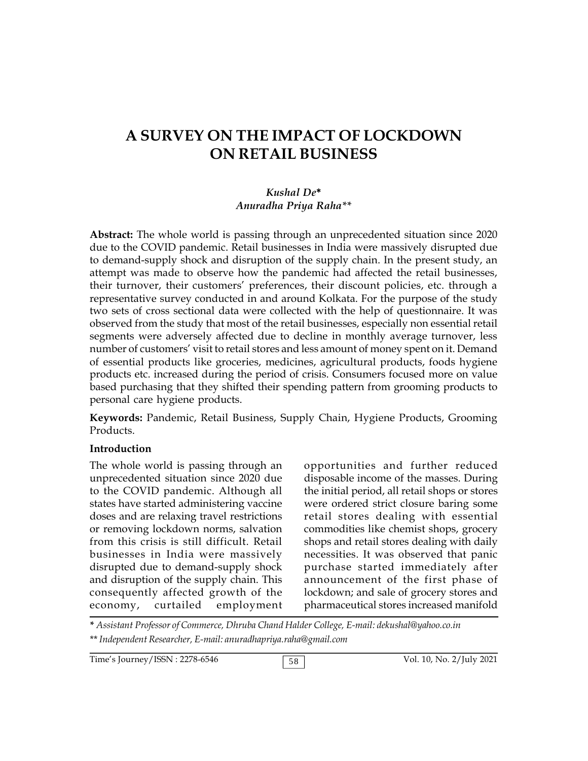# A SURVEY ON THE IMPACT OF LOCKDOWN ON RETAIL BUSINESS

*Kushal De\**
*Anuradha Priya Raha\*\**

**Abstract:** The whole world is passing through an unprecedented situation since 2020 due to the COVID pandemic. Retail businesses in India were massively disrupted due to demand-supply shock and disruption of the supply chain. In the present study, an attempt was made to observe how the pandemic had affected the retail businesses, their turnover, their customers' preferences, their discount policies, etc. through a representative survey conducted in and around Kolkata. For the purpose of the study two sets of cross sectional data were collected with the help of questionnaire. It was observed from the study that most of the retail businesses, especially non essential retail segments were adversely affected due to decline in monthly average turnover, less number of customers' visit to retail stores and less amount of money spent on it. Demand of essential products like groceries, medicines, agricultural products, foods hygiene products etc. increased during the period of crisis. Consumers focused more on value based purchasing that they shifted their spending pattern from grooming products to personal care hygiene products.

**Keywords:** Pandemic, Retail Business, Supply Chain, Hygiene Products, Grooming Products.

## Introduction

The whole world is passing through an unprecedented situation since 2020 due to the COVID pandemic. Although all states have started administering vaccine doses and are relaxing travel restrictions or removing lockdown norms, salvation from this crisis is still difficult. Retail businesses in India were massively disrupted due to demand-supply shock and disruption of the supply chain. This consequently affected growth of the economy, curtailed employment opportunities and further reduced disposable income of the masses. During the initial period, all retail shops or stores were ordered strict closure baring some retail stores dealing with essential commodities like chemist shops, grocery shops and retail stores dealing with daily necessities. It was observed that panic purchase started immediately after announcement of the first phase of lockdown; and sale of grocery stores and pharmaceutical stores increased manifold

---

*\* Assistant Professor of Commerce, Dhruba Chand Halder College, E-mail: dekushal@yahoo.co.in*

*\*\* Independent Researcher, E-mail: anuradhapriya.raha@gmail.com*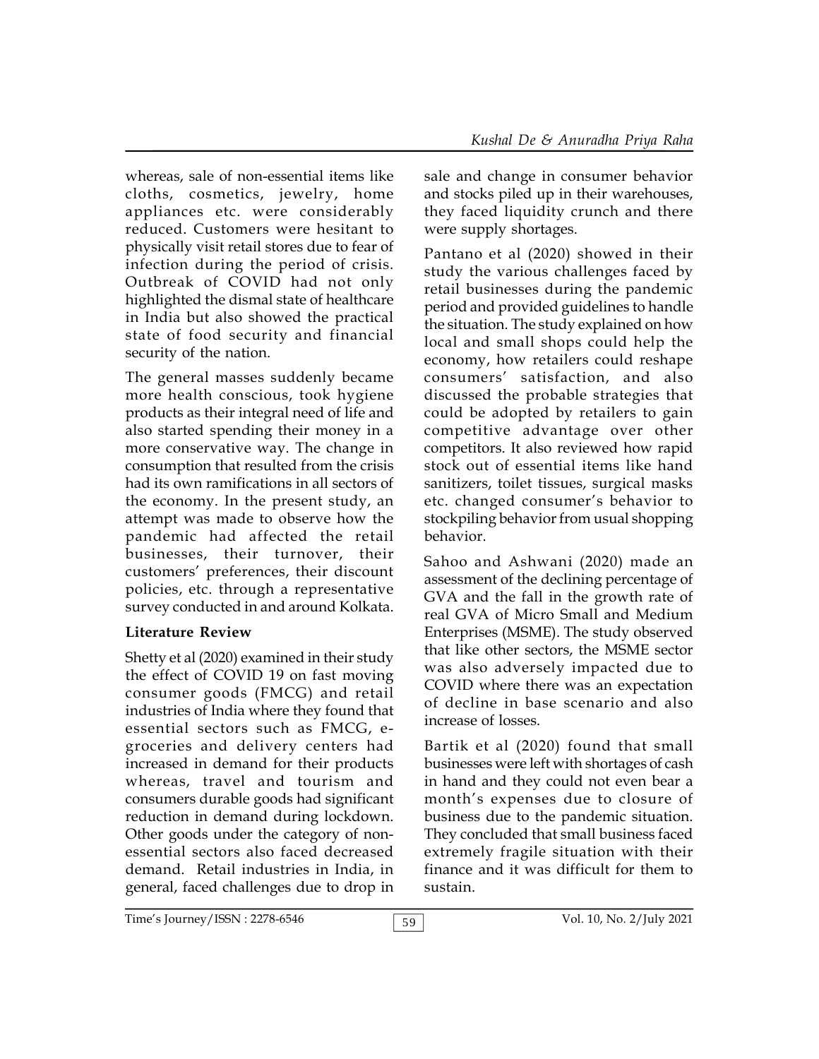whereas, sale of non-essential items like cloths, cosmetics, jewelry, home appliances etc. were considerably reduced. Customers were hesitant to physically visit retail stores due to fear of infection during the period of crisis. Outbreak of COVID had not only highlighted the dismal state of healthcare in India but also showed the practical state of food security and financial security of the nation.

The general masses suddenly became more health conscious, took hygiene products as their integral need of life and also started spending their money in a more conservative way. The change in consumption that resulted from the crisis had its own ramifications in all sectors of the economy. In the present study, an attempt was made to observe how the pandemic had affected the retail businesses, their turnover, their customers' preferences, their discount policies, etc. through a representative survey conducted in and around Kolkata.

## Literature Review

Shetty et al (2020) examined in their study the effect of COVID 19 on fast moving consumer goods (FMCG) and retail industries of India where they found that essential sectors such as FMCG, e-groceries and delivery centers had increased in demand for their products whereas, travel and tourism and consumers durable goods had significant reduction in demand during lockdown. Other goods under the category of non-essential sectors also faced decreased demand. Retail industries in India, in general, faced challenges due to drop in sale and change in consumer behavior and stocks piled up in their warehouses, they faced liquidity crunch and there were supply shortages.

Pantano et al (2020) showed in their study the various challenges faced by retail businesses during the pandemic period and provided guidelines to handle the situation. The study explained on how local and small shops could help the economy, how retailers could reshape consumers' satisfaction, and also discussed the probable strategies that could be adopted by retailers to gain competitive advantage over other competitors. It also reviewed how rapid stock out of essential items like hand sanitizers, toilet tissues, surgical masks etc. changed consumer's behavior to stockpiling behavior from usual shopping behavior.

Sahoo and Ashwani (2020) made an assessment of the declining percentage of GVA and the fall in the growth rate of real GVA of Micro Small and Medium Enterprises (MSME). The study observed that like other sectors, the MSME sector was also adversely impacted due to COVID where there was an expectation of decline in base scenario and also increase of losses.

Bartik et al (2020) found that small businesses were left with shortages of cash in hand and they could not even bear a month's expenses due to closure of business due to the pandemic situation. They concluded that small business faced extremely fragile situation with their finance and it was difficult for them to sustain.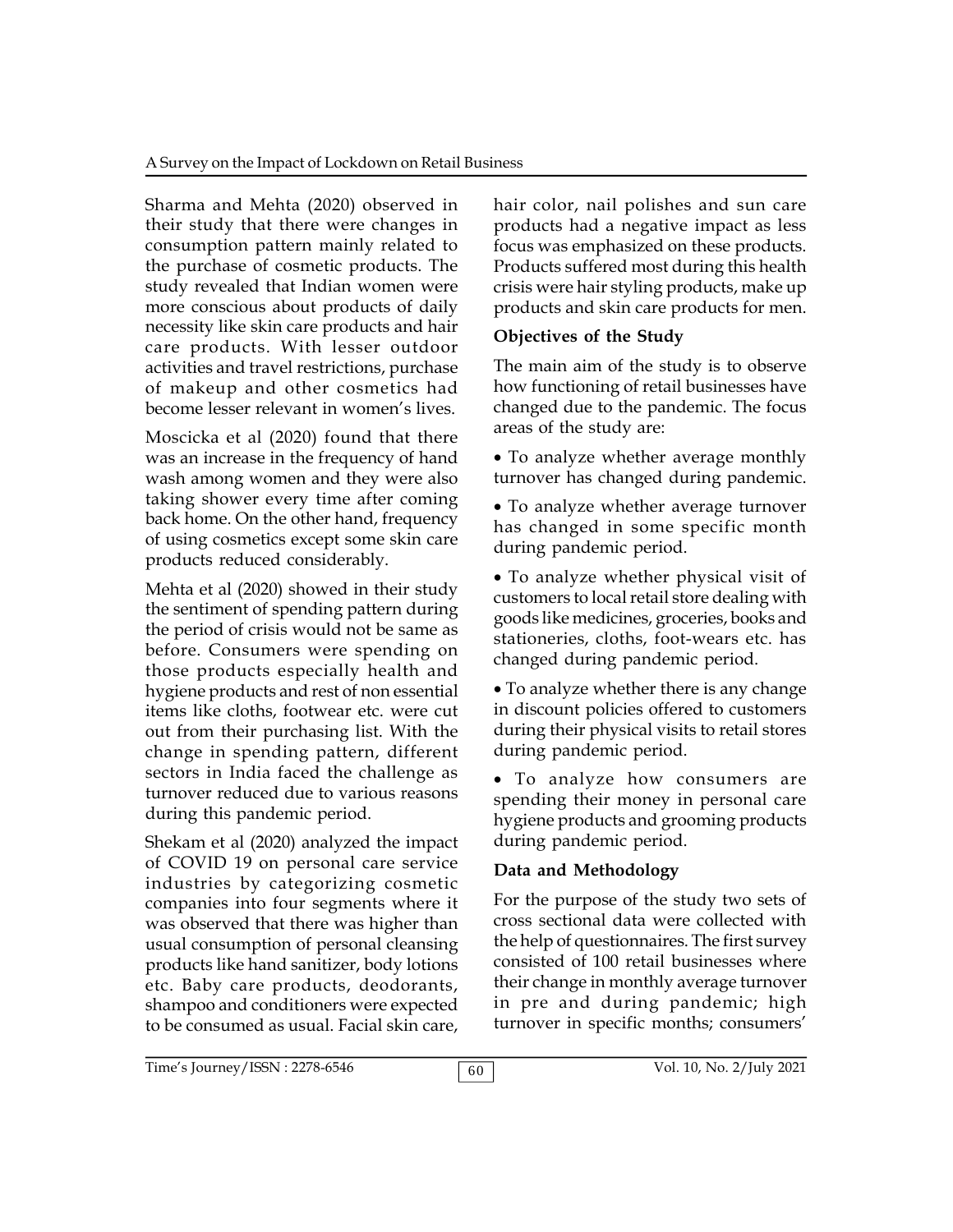Sharma and Mehta (2020) observed in their study that there were changes in consumption pattern mainly related to the purchase of cosmetic products. The study revealed that Indian women were more conscious about products of daily necessity like skin care products and hair care products. With lesser outdoor activities and travel restrictions, purchase of makeup and other cosmetics had become lesser relevant in women's lives.

Moscicka et al (2020) found that there was an increase in the frequency of hand wash among women and they were also taking shower every time after coming back home. On the other hand, frequency of using cosmetics except some skin care products reduced considerably.

Mehta et al (2020) showed in their study the sentiment of spending pattern during the period of crisis would not be same as before. Consumers were spending on those products especially health and hygiene products and rest of non essential items like cloths, footwear etc. were cut out from their purchasing list. With the change in spending pattern, different sectors in India faced the challenge as turnover reduced due to various reasons during this pandemic period.

Shekam et al (2020) analyzed the impact of COVID 19 on personal care service industries by categorizing cosmetic companies into four segments where it was observed that there was higher than usual consumption of personal cleansing products like hand sanitizer, body lotions etc. Baby care products, deodorants, shampoo and conditioners were expected to be consumed as usual. Facial skin care, hair color, nail polishes and sun care products had a negative impact as less focus was emphasized on these products. Products suffered most during this health crisis were hair styling products, make up products and skin care products for men.

## Objectives of the Study

The main aim of the study is to observe how functioning of retail businesses have changed due to the pandemic. The focus areas of the study are:

- To analyze whether average monthly turnover has changed during pandemic.
- To analyze whether average turnover has changed in some specific month during pandemic period.
- To analyze whether physical visit of customers to local retail store dealing with goods like medicines, groceries, books and stationeries, cloths, foot-wears etc. has changed during pandemic period.
- To analyze whether there is any change in discount policies offered to customers during their physical visits to retail stores during pandemic period.
- To analyze how consumers are spending their money in personal care hygiene products and grooming products during pandemic period.

## Data and Methodology

For the purpose of the study two sets of cross sectional data were collected with the help of questionnaires. The first survey consisted of 100 retail businesses where their change in monthly average turnover in pre and during pandemic; high turnover in specific months; consumers'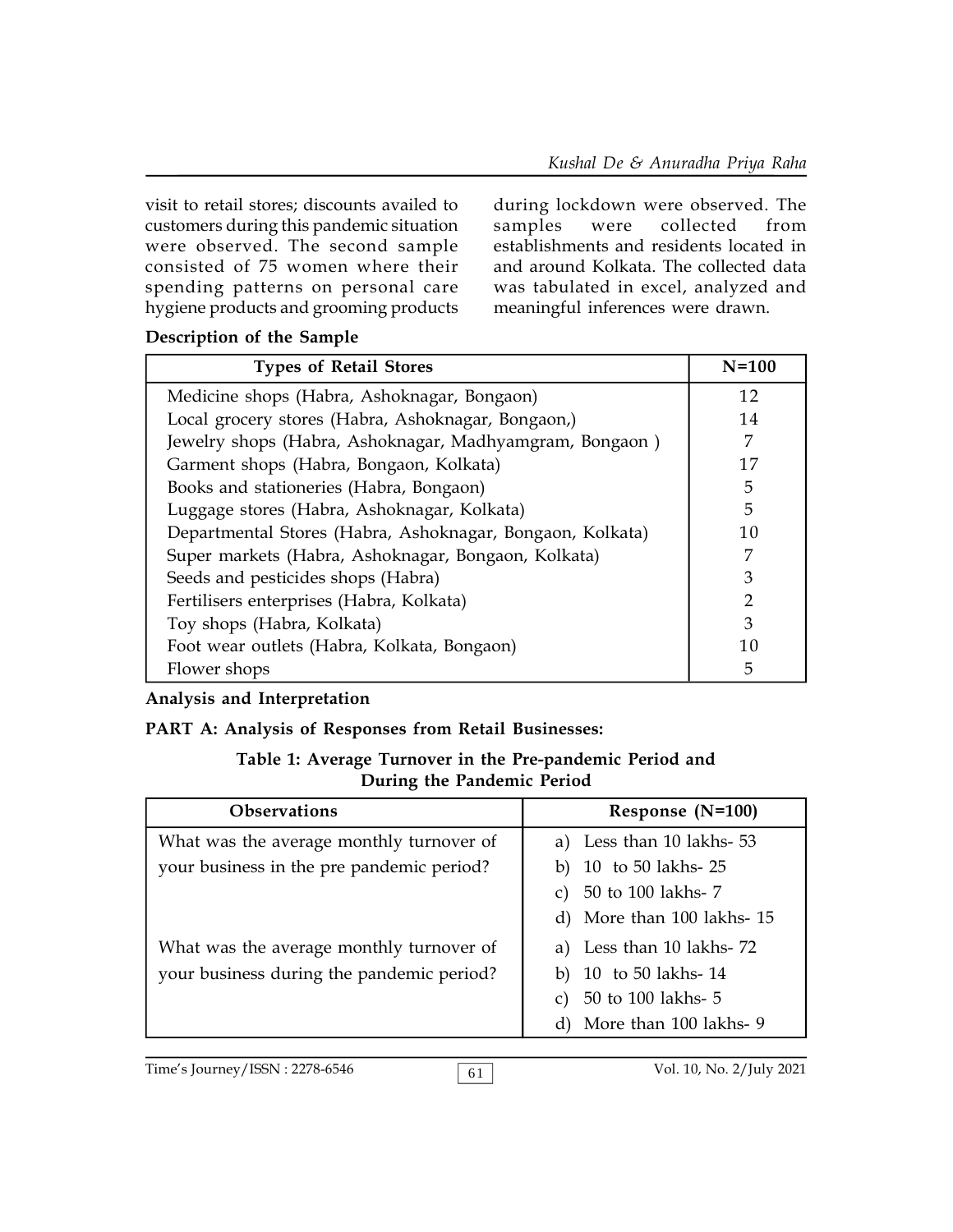visit to retail stores; discounts availed to customers during this pandemic situation were observed. The second sample consisted of 75 women where their spending patterns on personal care hygiene products and grooming products during lockdown were observed. The samples were collected from establishments and residents located in and around Kolkata. The collected data was tabulated in excel, analyzed and meaningful inferences were drawn.

**Description of the Sample**

| Types of Retail Stores | N=100 |
|---|---|
| Medicine shops (Habra, Ashoknagar, Bongaon) | 12 |
| Local grocery stores (Habra, Ashoknagar, Bongaon,) | 14 |
| Jewelry shops (Habra, Ashoknagar, Madhyamgram, Bongaon ) | 7 |
| Garment shops (Habra, Bongaon, Kolkata) | 17 |
| Books and stationeries (Habra, Bongaon) | 5 |
| Luggage stores (Habra, Ashoknagar, Kolkata) | 5 |
| Departmental Stores (Habra, Ashoknagar, Bongaon, Kolkata) | 10 |
| Super markets (Habra, Ashoknagar, Bongaon, Kolkata) | 7 |
| Seeds and pesticides shops (Habra) | 3 |
| Fertilisers enterprises (Habra, Kolkata) | 2 |
| Toy shops (Habra, Kolkata) | 3 |
| Foot wear outlets (Habra, Kolkata, Bongaon) | 10 |
| Flower shops | 5 |

**Analysis and Interpretation**

**PART A: Analysis of Responses from Retail Businesses:**

**Table 1: Average Turnover in the Pre-pandemic Period and During the Pandemic Period**

| Observations | Response (N=100) |
|---|---|
| What was the average monthly turnover of your business in the pre pandemic period? | a) Less than 10 lakhs- 53<br>b) 10 to 50 lakhs- 25<br>c) 50 to 100 lakhs- 7<br>d) More than 100 lakhs- 15 |
| What was the average monthly turnover of your business during the pandemic period? | a) Less than 10 lakhs- 72<br>b) 10 to 50 lakhs- 14<br>c) 50 to 100 lakhs- 5<br>d) More than 100 lakhs- 9 |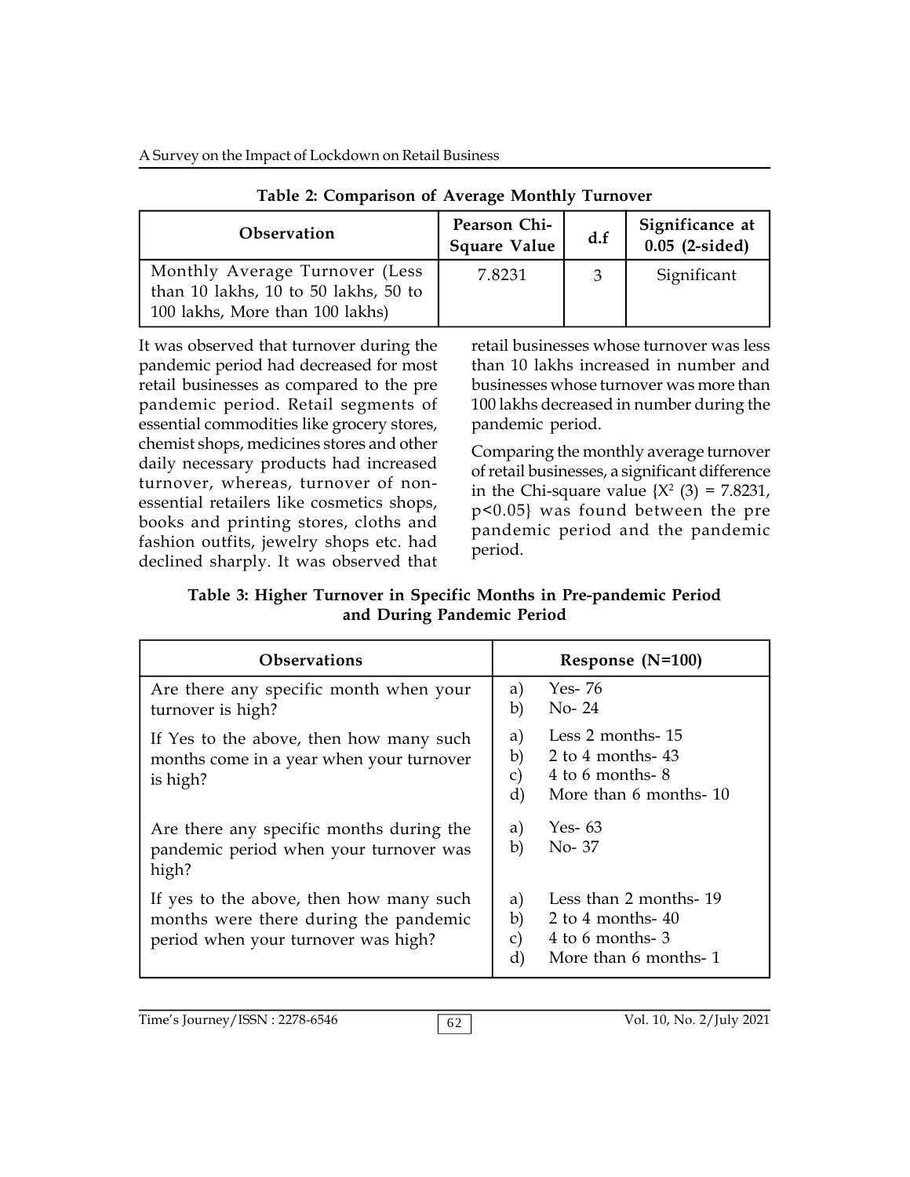**Table 2: Comparison of Average Monthly Turnover**

| Observation | Pearson Chi-Square Value | d.f | Significance at 0.05 (2-sided) |
|---|---|---|---|
| Monthly Average Turnover (Less than 10 lakhs, 10 to 50 lakhs, 50 to 100 lakhs, More than 100 lakhs) | 7.8231 | 3 | Significant |

It was observed that turnover during the pandemic period had decreased for most retail businesses as compared to the pre pandemic period. Retail segments of essential commodities like grocery stores, chemist shops, medicines stores and other daily necessary products had increased turnover, whereas, turnover of non-essential retailers like cosmetics shops, books and printing stores, cloths and fashion outfits, jewelry shops etc. had declined sharply. It was observed that retail businesses whose turnover was less than 10 lakhs increased in number and businesses whose turnover was more than 100 lakhs decreased in number during the pandemic period.

Comparing the monthly average turnover of retail businesses, a significant difference in the Chi-square value {$X^2$ (3) = 7.8231, $p<0.05$} was found between the pre pandemic period and the pandemic period.

**Table 3: Higher Turnover in Specific Months in Pre-pandemic Period and During Pandemic Period**

| Observations | Response (N=100) |
|---|---|
| Are there any specific month when your turnover is high? | a) Yes- 76<br>b) No- 24 |
| If Yes to the above, then how many such months come in a year when your turnover is high? | a) Less 2 months- 15<br>b) 2 to 4 months- 43<br>c) 4 to 6 months- 8<br>d) More than 6 months- 10 |
| Are there any specific months during the pandemic period when your turnover was high? | a) Yes- 63<br>b) No- 37 |
| If yes to the above, then how many such months were there during the pandemic period when your turnover was high? | a) Less than 2 months- 19<br>b) 2 to 4 months- 40<br>c) 4 to 6 months- 3<br>d) More than 6 months- 1 |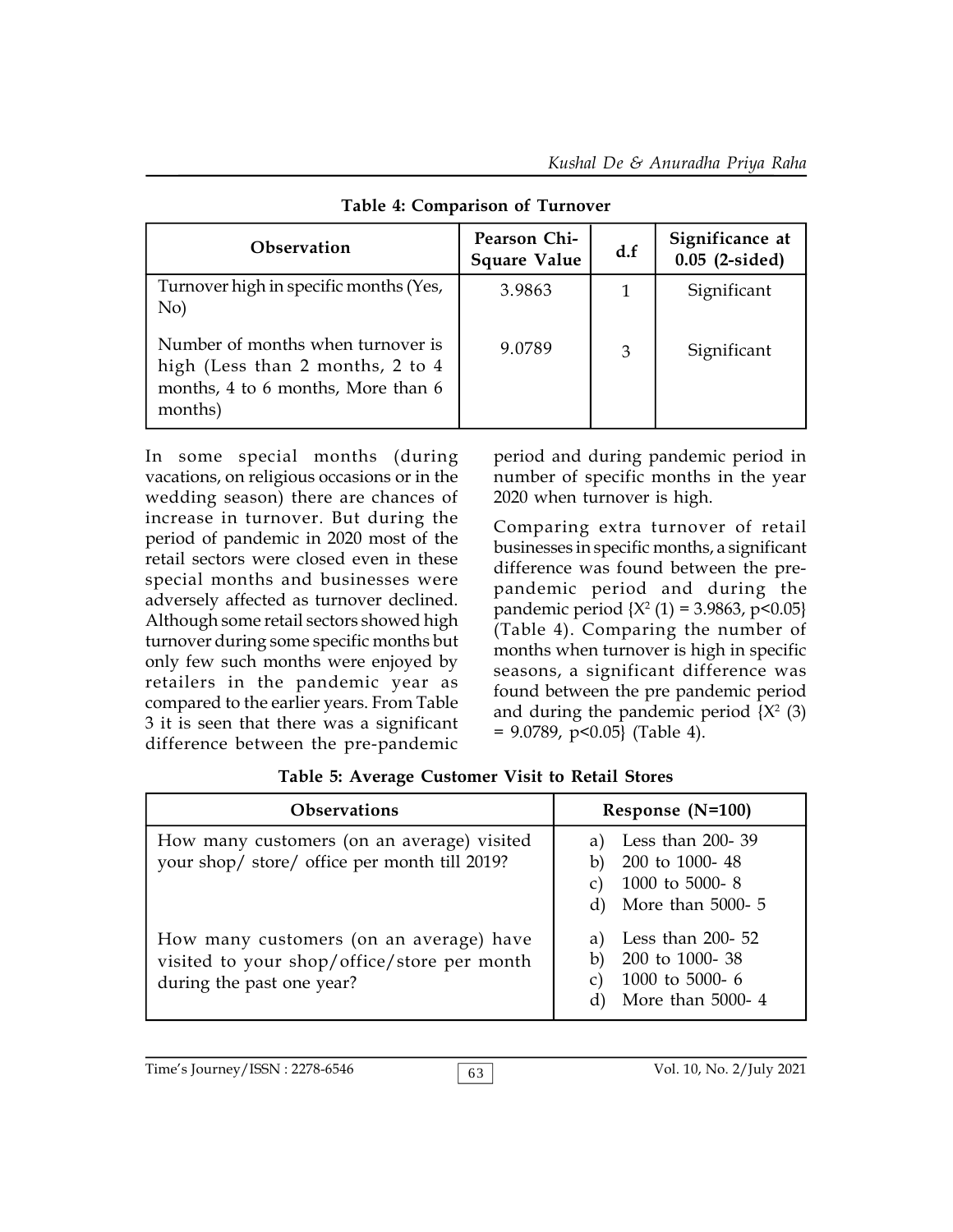**Table 4: Comparison of Turnover**

| Observation | Pearson Chi-Square Value | d.f | Significance at 0.05 (2-sided) |
|---|---|---|---|
| Turnover high in specific months (Yes, No) | 3.9863 | 1 | Significant |
| Number of months when turnover is high (Less than 2 months, 2 to 4 months, 4 to 6 months, More than 6 months) | 9.0789 | 3 | Significant |

In some special months (during vacations, on religious occasions or in the wedding season) there are chances of increase in turnover. But during the period of pandemic in 2020 most of the retail sectors were closed even in these special months and businesses were adversely affected as turnover declined. Although some retail sectors showed high turnover during some specific months but only few such months were enjoyed by retailers in the pandemic year as compared to the earlier years. From Table 3 it is seen that there was a significant difference between the pre-pandemic period and during pandemic period in number of specific months in the year 2020 when turnover is high.

Comparing extra turnover of retail businesses in specific months, a significant difference was found between the pre-pandemic period and during the pandemic period $\{X^2 (1) = 3.9863, p<0.05\}$ (Table 4). Comparing the number of months when turnover is high in specific seasons, a significant difference was found between the pre pandemic period and during the pandemic period $\{X^2 (3) = 9.0789, p<0.05\}$ (Table 4).

**Table 5: Average Customer Visit to Retail Stores**

| Observations | Response (N=100) |
|---|---|
| How many customers (on an average) visited your shop/ store/ office per month till 2019? | a) Less than 200- 39<br>b) 200 to 1000- 48<br>c) 1000 to 5000- 8<br>d) More than 5000- 5 |
| How many customers (on an average) have visited to your shop/office/store per month during the past one year? | a) Less than 200- 52<br>b) 200 to 1000- 38<br>c) 1000 to 5000- 6<br>d) More than 5000- 4 |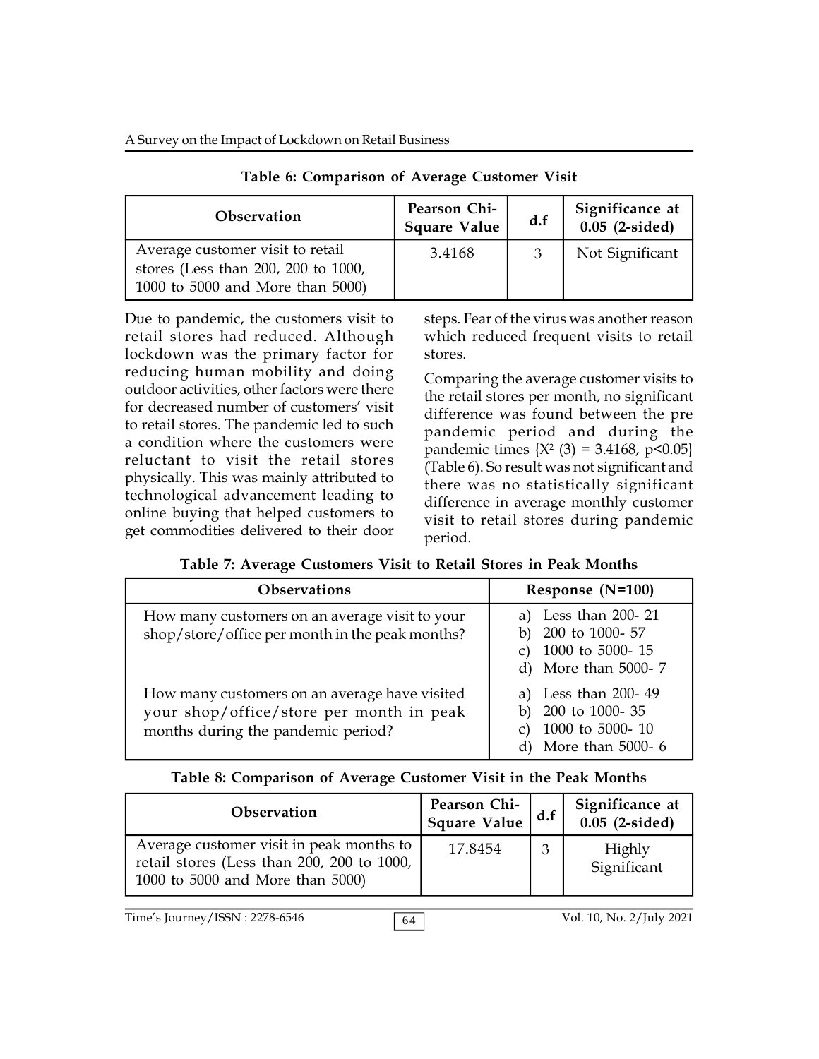**Table 6: Comparison of Average Customer Visit**

| Observation | Pearson Chi-Square Value | d.f | Significance at 0.05 (2-sided) |
|---|---|---|---|
| Average customer visit to retail stores (Less than 200, 200 to 1000, 1000 to 5000 and More than 5000) | 3.4168 | 3 | Not Significant |

Due to pandemic, the customers visit to retail stores had reduced. Although lockdown was the primary factor for reducing human mobility and doing outdoor activities, other factors were there for decreased number of customers' visit to retail stores. The pandemic led to such a condition where the customers were reluctant to visit the retail stores physically. This was mainly attributed to technological advancement leading to online buying that helped customers to get commodities delivered to their door steps. Fear of the virus was another reason which reduced frequent visits to retail stores.

Comparing the average customer visits to the retail stores per month, no significant difference was found between the pre pandemic period and during the pandemic times $\{X^2(3) = 3.4168, p<0.05\}$ (Table 6). So result was not significant and there was no statistically significant difference in average monthly customer visit to retail stores during pandemic period.

**Table 7: Average Customers Visit to Retail Stores in Peak Months**

| Observations | Response (N=100) |
|---|---|
| How many customers on an average visit to your shop/store/office per month in the peak months? | a) Less than 200- 21<br>b) 200 to 1000- 57<br>c) 1000 to 5000- 15<br>d) More than 5000- 7 |
| How many customers on an average have visited your shop/office/store per month in peak months during the pandemic period? | a) Less than 200- 49<br>b) 200 to 1000- 35<br>c) 1000 to 5000- 10<br>d) More than 5000- 6 |

**Table 8: Comparison of Average Customer Visit in the Peak Months**

| Observation | Pearson Chi-Square Value | d.f | Significance at 0.05 (2-sided) |
|---|---|---|---|
| Average customer visit in peak months to retail stores (Less than 200, 200 to 1000, 1000 to 5000 and More than 5000) | 17.8454 | 3 | Highly Significant |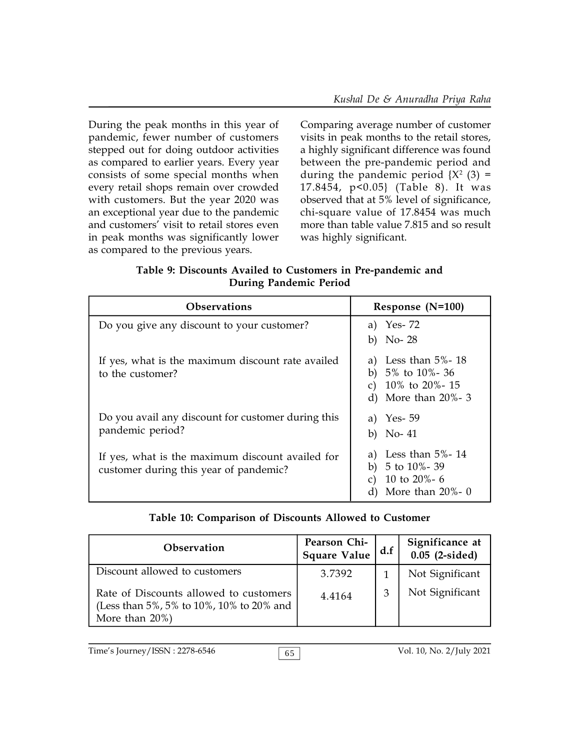During the peak months in this year of pandemic, fewer number of customers stepped out for doing outdoor activities as compared to earlier years. Every year consists of some special months when every retail shops remain over crowded with customers. But the year 2020 was an exceptional year due to the pandemic and customers' visit to retail stores even in peak months was significantly lower as compared to the previous years.

Comparing average number of customer visits in peak months to the retail stores, a highly significant difference was found between the pre-pandemic period and during the pandemic period {$X^2$ (3) = 17.8454, $p<0.05$} (Table 8). It was observed that at 5% level of significance, chi-square value of 17.8454 was much more than table value 7.815 and so result was highly significant.

**Table 9: Discounts Availed to Customers in Pre-pandemic and During Pandemic Period**

| Observations | Response (N=100) |
|---|---|
| Do you give any discount to your customer? | a) Yes- 72<br>b) No- 28 |
| If yes, what is the maximum discount rate availed to the customer? | a) Less than 5%- 18<br>b) 5% to 10%- 36<br>c) 10% to 20%- 15<br>d) More than 20%- 3 |
| Do you avail any discount for customer during this pandemic period? | a) Yes- 59<br>b) No- 41 |
| If yes, what is the maximum discount availed for customer during this year of pandemic? | a) Less than 5%- 14<br>b) 5 to 10%- 39<br>c) 10 to 20%- 6<br>d) More than 20%- 0 |

**Table 10: Comparison of Discounts Allowed to Customer**

| Observation | Pearson Chi-Square Value | d.f | Significance at 0.05 (2-sided) |
|---|---|---|---|
| Discount allowed to customers | 3.7392 | 1 | Not Significant |
| Rate of Discounts allowed to customers (Less than 5%, 5% to 10%, 10% to 20% and More than 20%) | 4.4164 | 3 | Not Significant |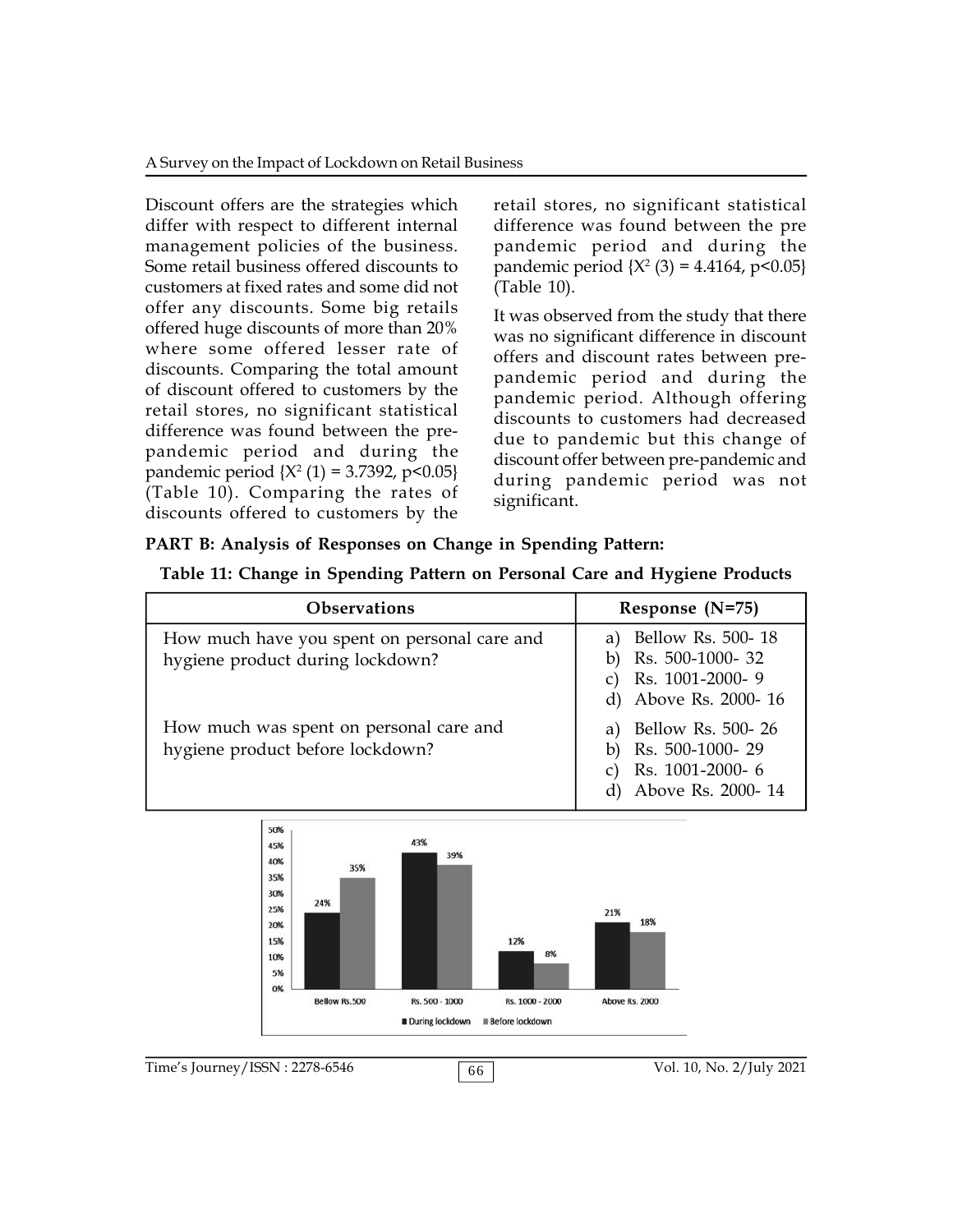Discount offers are the strategies which differ with respect to different internal management policies of the business. Some retail business offered discounts to customers at fixed rates and some did not offer any discounts. Some big retails offered huge discounts of more than 20% where some offered lesser rate of discounts. Comparing the total amount of discount offered to customers by the retail stores, no significant statistical difference was found between the pre-pandemic period and during the pandemic period $\{X^2 (1) = 3.7392, p<0.05\}$ (Table 10). Comparing the rates of discounts offered to customers by the retail stores, no significant statistical difference was found between the pre pandemic period and during the pandemic period $\{X^2 (3) = 4.4164, p<0.05\}$ (Table 10).

It was observed from the study that there was no significant difference in discount offers and discount rates between pre-pandemic period and during the pandemic period. Although offering discounts to customers had decreased due to pandemic but this change of discount offer between pre-pandemic and during pandemic period was not significant.

**PART B: Analysis of Responses on Change in Spending Pattern:**

**Table 11: Change in Spending Pattern on Personal Care and Hygiene Products**

| Observations | Response (N=75) |
|---|---|
| How much have you spent on personal care and hygiene product during lockdown? | a) Bellow Rs. 500- 18<br>b) Rs. 500-1000- 32<br>c) Rs. 1001-2000- 9<br>d) Above Rs. 2000- 16 |
| How much was spent on personal care and hygiene product before lockdown? | a) Bellow Rs. 500- 26<br>b) Rs. 500-1000- 29<br>c) Rs. 1001-2000- 6<br>d) Above Rs. 2000- 14 |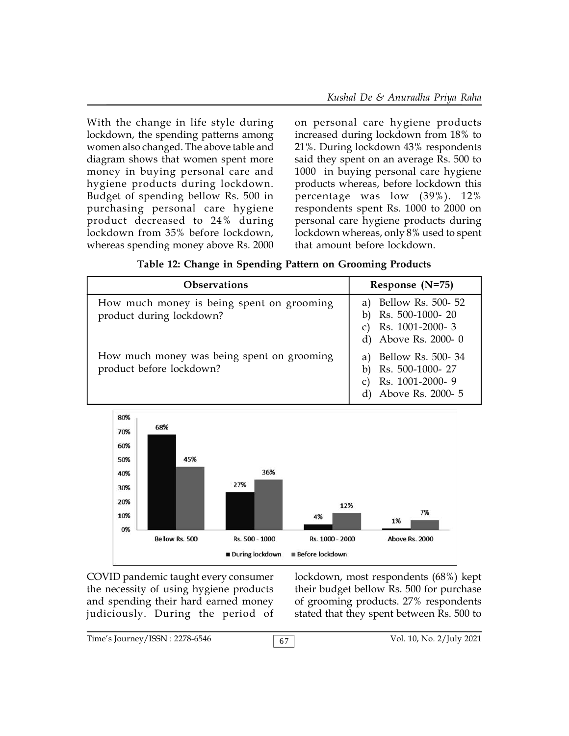With the change in life style during lockdown, the spending patterns among women also changed. The above table and diagram shows that women spent more money in buying personal care and hygiene products during lockdown. Budget of spending bellow Rs. 500 in purchasing personal care hygiene product decreased to 24% during lockdown from 35% before lockdown, whereas spending money above Rs. 2000 on personal care hygiene products increased during lockdown from 18% to 21%. During lockdown 43% respondents said they spent on an average Rs. 500 to 1000 in buying personal care hygiene products whereas, before lockdown this percentage was low (39%). 12% respondents spent Rs. 1000 to 2000 on personal care hygiene products during lockdown whereas, only 8% used to spent that amount before lockdown.

**Table 12: Change in Spending Pattern on Grooming Products**

| Observations | Response (N=75) |
|---|---|
| How much money is being spent on grooming product during lockdown? | a) Bellow Rs. 500- 52<br>b) Rs. 500-1000- 20<br>c) Rs. 1001-2000- 3<br>d) Above Rs. 2000- 0 |
| How much money was being spent on grooming product before lockdown? | a) Bellow Rs. 500- 34<br>b) Rs. 500-1000- 27<br>c) Rs. 1001-2000- 9<br>d) Above Rs. 2000- 5 |

| | Bellow Rs. 500 | Rs. 500 - 1000 | Rs. 1000 - 2000 | Above Rs. 2000 |
|---|---|---|---|---|
| During lockdown | 68% | 27% | 4% | 1% |
| Before lockdown | 45% | 36% | 12% | 7% |

COVID pandemic taught every consumer the necessity of using hygiene products and spending their hard earned money judiciously. During the period of lockdown, most respondents (68%) kept their budget bellow Rs. 500 for purchase of grooming products. 27% respondents stated that they spent between Rs. 500 to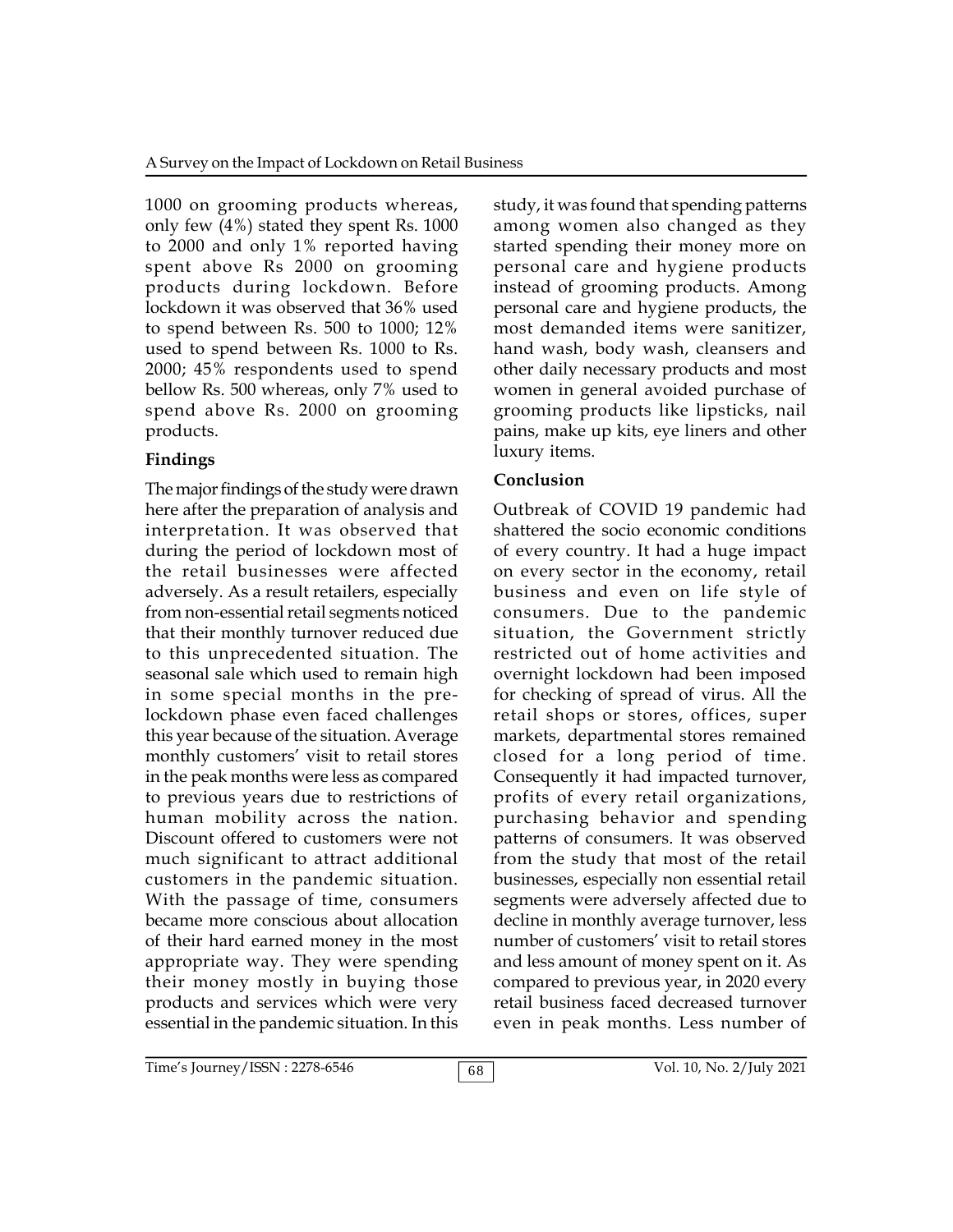1000 on grooming products whereas, only few (4%) stated they spent Rs. 1000 to 2000 and only 1% reported having spent above Rs 2000 on grooming products during lockdown. Before lockdown it was observed that 36% used to spend between Rs. 500 to 1000; 12% used to spend between Rs. 1000 to Rs. 2000; 45% respondents used to spend bellow Rs. 500 whereas, only 7% used to spend above Rs. 2000 on grooming products.

**Findings**

The major findings of the study were drawn here after the preparation of analysis and interpretation. It was observed that during the period of lockdown most of the retail businesses were affected adversely. As a result retailers, especially from non-essential retail segments noticed that their monthly turnover reduced due to this unprecedented situation. The seasonal sale which used to remain high in some special months in the pre-lockdown phase even faced challenges this year because of the situation. Average monthly customers' visit to retail stores in the peak months were less as compared to previous years due to restrictions of human mobility across the nation. Discount offered to customers were not much significant to attract additional customers in the pandemic situation. With the passage of time, consumers became more conscious about allocation of their hard earned money in the most appropriate way. They were spending their money mostly in buying those products and services which were very essential in the pandemic situation. In this study, it was found that spending patterns among women also changed as they started spending their money more on personal care and hygiene products instead of grooming products. Among personal care and hygiene products, the most demanded items were sanitizer, hand wash, body wash, cleansers and other daily necessary products and most women in general avoided purchase of grooming products like lipsticks, nail pains, make up kits, eye liners and other luxury items.

**Conclusion**

Outbreak of COVID 19 pandemic had shattered the socio economic conditions of every country. It had a huge impact on every sector in the economy, retail business and even on life style of consumers. Due to the pandemic situation, the Government strictly restricted out of home activities and overnight lockdown had been imposed for checking of spread of virus. All the retail shops or stores, offices, super markets, departmental stores remained closed for a long period of time. Consequently it had impacted turnover, profits of every retail organizations, purchasing behavior and spending patterns of consumers. It was observed from the study that most of the retail businesses, especially non essential retail segments were adversely affected due to decline in monthly average turnover, less number of customers' visit to retail stores and less amount of money spent on it. As compared to previous year, in 2020 every retail business faced decreased turnover even in peak months. Less number of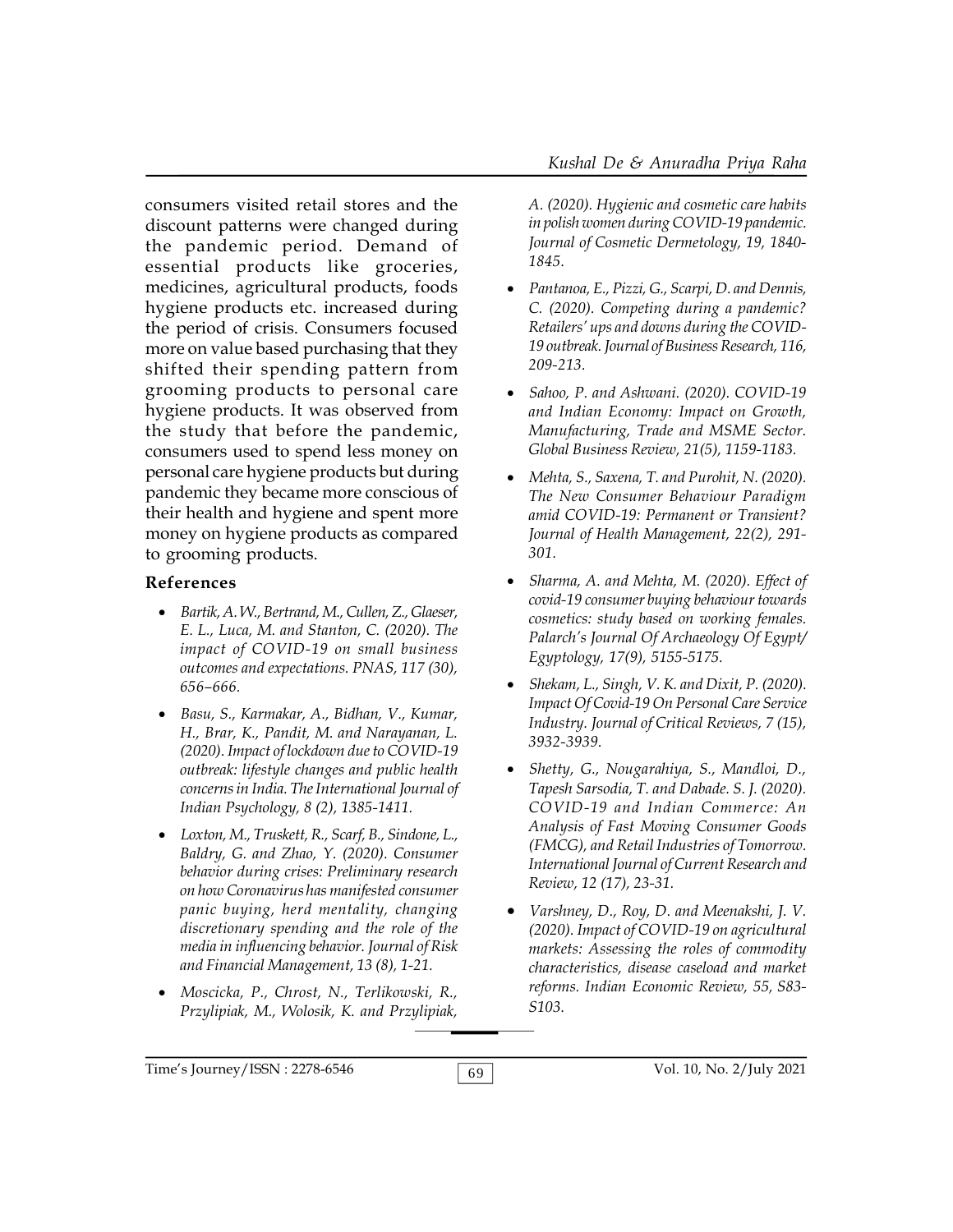consumers visited retail stores and the discount patterns were changed during the pandemic period. Demand of essential products like groceries, medicines, agricultural products, foods hygiene products etc. increased during the period of crisis. Consumers focused more on value based purchasing that they shifted their spending pattern from grooming products to personal care hygiene products. It was observed from the study that before the pandemic, consumers used to spend less money on personal care hygiene products but during pandemic they became more conscious of their health and hygiene and spent more money on hygiene products as compared to grooming products.

## References

- *Bartik, A.W., Bertrand, M., Cullen, Z., Glaeser, E. L., Luca, M. and Stanton, C. (2020). The impact of COVID-19 on small business outcomes and expectations. PNAS, 117 (30), 656–666.*
- *Basu, S., Karmakar, A., Bidhan, V., Kumar, H., Brar, K., Pandit, M. and Narayanan, L. (2020). Impact of lockdown due to COVID-19 outbreak: lifestyle changes and public health concerns in India. The International Journal of Indian Psychology, 8 (2), 1385-1411.*
- *Loxton, M., Truskett, R., Scarf, B., Sindone, L., Baldry, G. and Zhao, Y. (2020). Consumer behavior during crises: Preliminary research on how Coronavirus has manifested consumer panic buying, herd mentality, changing discretionary spending and the role of the media in influencing behavior. Journal of Risk and Financial Management, 13 (8), 1-21.*
- *Moscicka, P., Chrost, N., Terlikowski, R., Przylipiak, M., Wolosik, K. and Przylipiak, A. (2020). Hygienic and cosmetic care habits in polish women during COVID-19 pandemic. Journal of Cosmetic Dermetology, 19, 1840-1845.*
- *Pantanoa, E., Pizzi, G., Scarpi, D. and Dennis, C. (2020). Competing during a pandemic? Retailers' ups and downs during the COVID-19 outbreak. Journal of Business Research, 116, 209-213.*
- *Sahoo, P. and Ashwani. (2020). COVID-19 and Indian Economy: Impact on Growth, Manufacturing, Trade and MSME Sector. Global Business Review, 21(5), 1159-1183.*
- *Mehta, S., Saxena, T. and Purohit, N. (2020). The New Consumer Behaviour Paradigm amid COVID-19: Permanent or Transient? Journal of Health Management, 22(2), 291-301.*
- *Sharma, A. and Mehta, M. (2020). Effect of covid-19 consumer buying behaviour towards cosmetics: study based on working females. Palarch's Journal Of Archaeology Of Egypt/ Egyptology, 17(9), 5155-5175.*
- *Shekam, L., Singh, V. K. and Dixit, P. (2020). Impact Of Covid-19 On Personal Care Service Industry. Journal of Critical Reviews, 7 (15), 3932-3939.*
- *Shetty, G., Nougarahiya, S., Mandloi, D., Tapesh Sarsodia, T. and Dabade. S. J. (2020). COVID-19 and Indian Commerce: An Analysis of Fast Moving Consumer Goods (FMCG), and Retail Industries of Tomorrow. International Journal of Current Research and Review, 12 (17), 23-31.*
- *Varshney, D., Roy, D. and Meenakshi, J. V. (2020). Impact of COVID-19 on agricultural markets: Assessing the roles of commodity characteristics, disease caseload and market reforms. Indian Economic Review, 55, S83-S103.*